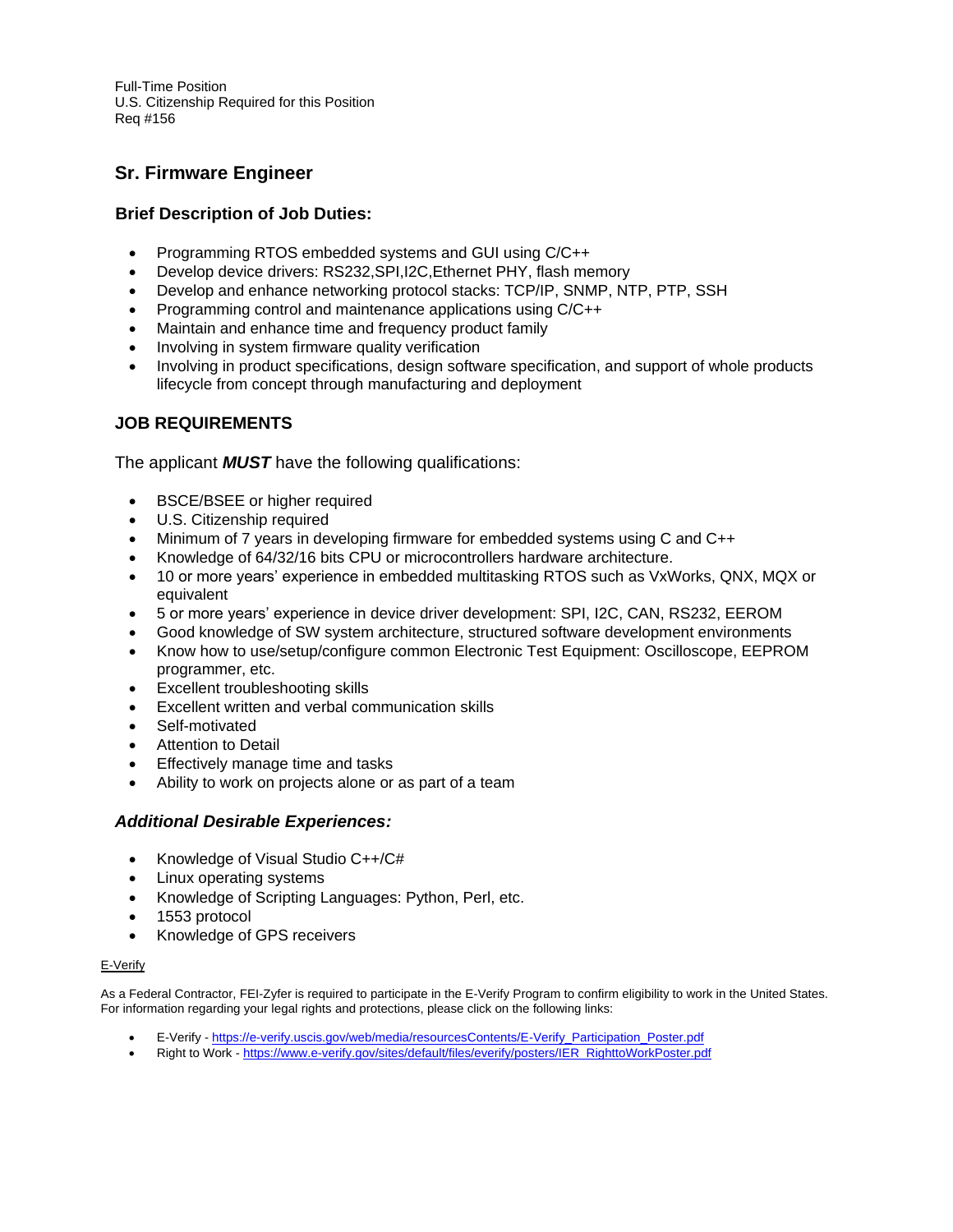Full-Time Position
U.S. Citizenship Required for this Position
Req #156

## Sr. Firmware Engineer

### Brief Description of Job Duties:

- Programming RTOS embedded systems and GUI using C/C++
- Develop device drivers: RS232,SPI,I2C,Ethernet PHY, flash memory
- Develop and enhance networking protocol stacks: TCP/IP, SNMP, NTP, PTP, SSH
- Programming control and maintenance applications using C/C++
- Maintain and enhance time and frequency product family
- Involving in system firmware quality verification
- Involving in product specifications, design software specification, and support of whole products lifecycle from concept through manufacturing and deployment

### JOB REQUIREMENTS

The applicant ***MUST*** have the following qualifications:

- BSCE/BSEE or higher required
- U.S. Citizenship required
- Minimum of 7 years in developing firmware for embedded systems using C and C++
- Knowledge of 64/32/16 bits CPU or microcontrollers hardware architecture.
- 10 or more years' experience in embedded multitasking RTOS such as VxWorks, QNX, MQX or equivalent
- 5 or more years' experience in device driver development: SPI, I2C, CAN, RS232, EEROM
- Good knowledge of SW system architecture, structured software development environments
- Know how to use/setup/configure common Electronic Test Equipment: Oscilloscope, EEPROM programmer, etc.
- Excellent troubleshooting skills
- Excellent written and verbal communication skills
- Self-motivated
- Attention to Detail
- Effectively manage time and tasks
- Ability to work on projects alone or as part of a team

### *Additional Desirable Experiences:*

- Knowledge of Visual Studio C++/C#
- Linux operating systems
- Knowledge of Scripting Languages: Python, Perl, etc.
- 1553 protocol
- Knowledge of GPS receivers

E-Verify

As a Federal Contractor, FEI-Zyfer is required to participate in the E-Verify Program to confirm eligibility to work in the United States. For information regarding your legal rights and protections, please click on the following links:

- E-Verify - https://e-verify.uscis.gov/web/media/resourcesContents/E-Verify_Participation_Poster.pdf
- Right to Work - https://www.e-verify.gov/sites/default/files/everify/posters/IER_RighttoWorkPoster.pdf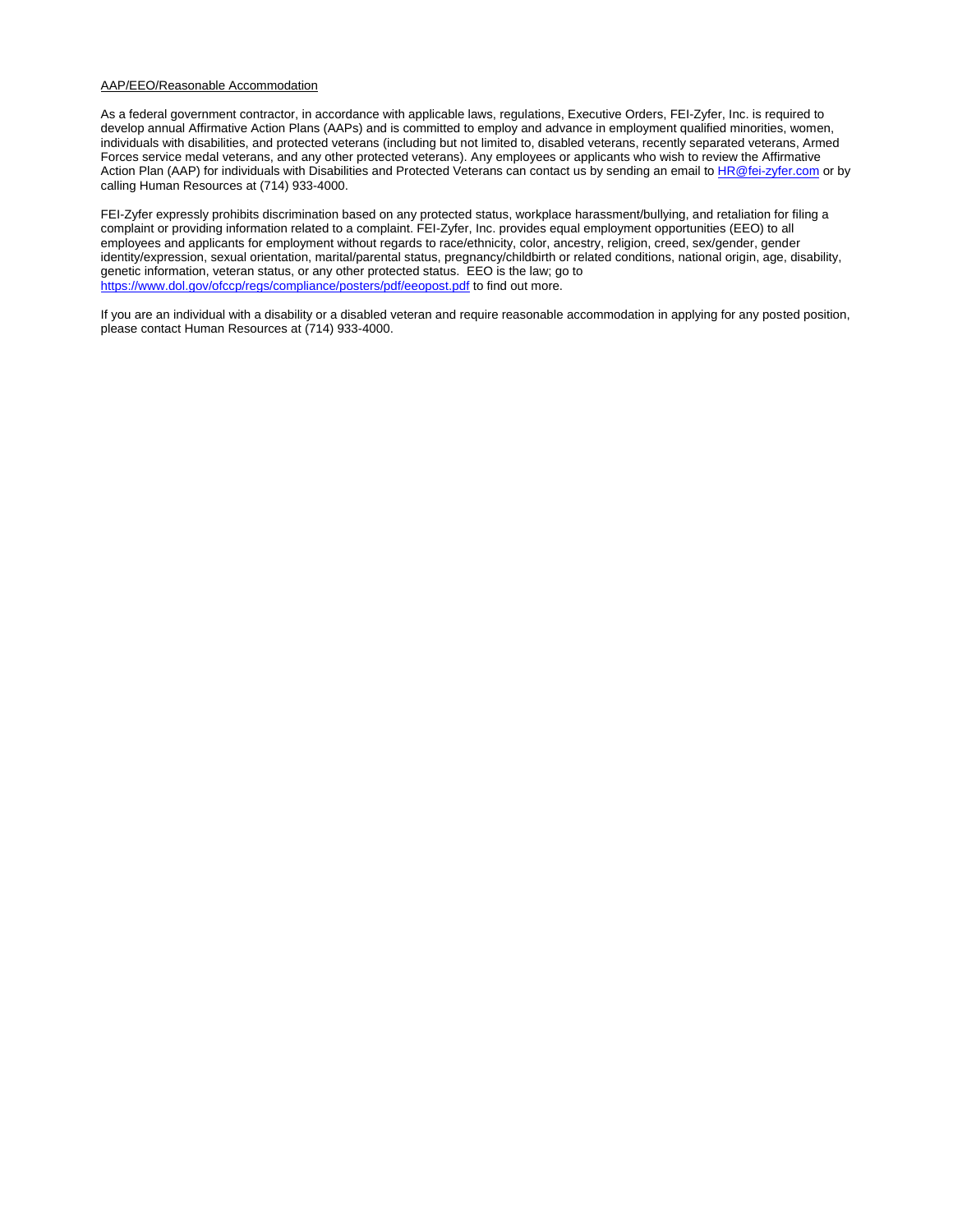AAP/EEO/Reasonable Accommodation

As a federal government contractor, in accordance with applicable laws, regulations, Executive Orders, FEI-Zyfer, Inc. is required to develop annual Affirmative Action Plans (AAPs) and is committed to employ and advance in employment qualified minorities, women, individuals with disabilities, and protected veterans (including but not limited to, disabled veterans, recently separated veterans, Armed Forces service medal veterans, and any other protected veterans). Any employees or applicants who wish to review the Affirmative Action Plan (AAP) for individuals with Disabilities and Protected Veterans can contact us by sending an email to HR@fei-zyfer.com or by calling Human Resources at (714) 933-4000.

FEI-Zyfer expressly prohibits discrimination based on any protected status, workplace harassment/bullying, and retaliation for filing a complaint or providing information related to a complaint. FEI-Zyfer, Inc. provides equal employment opportunities (EEO) to all employees and applicants for employment without regards to race/ethnicity, color, ancestry, religion, creed, sex/gender, gender identity/expression, sexual orientation, marital/parental status, pregnancy/childbirth or related conditions, national origin, age, disability, genetic information, veteran status, or any other protected status. EEO is the law; go to https://www.dol.gov/ofccp/regs/compliance/posters/pdf/eeopost.pdf to find out more.

If you are an individual with a disability or a disabled veteran and require reasonable accommodation in applying for any posted position, please contact Human Resources at (714) 933-4000.